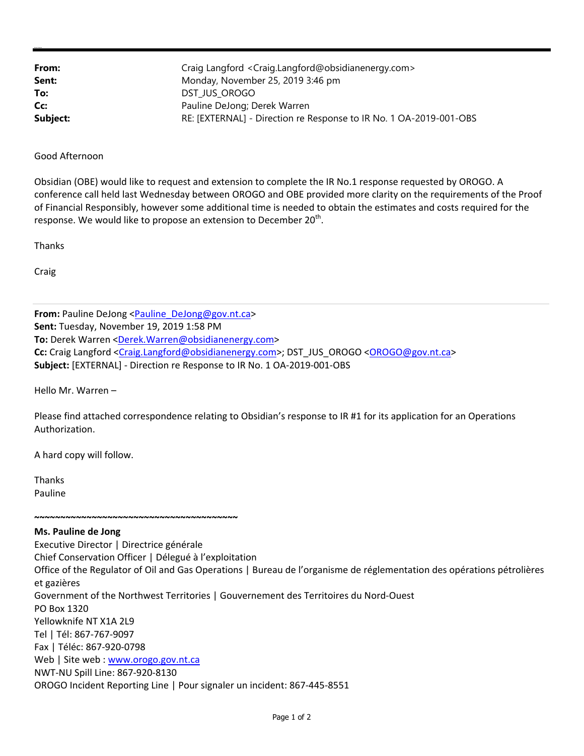**From:** Craig Langford <Craig.Langford@obsidianenergy.com>
**Sent:** Monday, November 25, 2019 3:46 pm
**To:** DST_JUS_OROGO
**Cc:** Pauline DeJong; Derek Warren
**Subject:** RE: [EXTERNAL] - Direction re Response to IR No. 1 OA-2019-001-OBS

Good Afternoon

Obsidian (OBE) would like to request and extension to complete the IR No.1 response requested by OROGO. A conference call held last Wednesday between OROGO and OBE provided more clarity on the requirements of the Proof of Financial Responsibly, however some additional time is needed to obtain the estimates and costs required for the response. We would like to propose an extension to December 20th.

Thanks

Craig

---

**From:** Pauline DeJong <Pauline_DeJong@gov.nt.ca>
**Sent:** Tuesday, November 19, 2019 1:58 PM
**To:** Derek Warren <Derek.Warren@obsidianenergy.com>
**Cc:** Craig Langford <Craig.Langford@obsidianenergy.com>; DST_JUS_OROGO <OROGO@gov.nt.ca>
**Subject:** [EXTERNAL] - Direction re Response to IR No. 1 OA-2019-001-OBS

Hello Mr. Warren –

Please find attached correspondence relating to Obsidian's response to IR #1 for its application for an Operations Authorization.

A hard copy will follow.

Thanks
Pauline

~~~~~~~~~~~~~~~~~~~~~~~~~~~~~~~~~~~~~~~~

**Ms. Pauline de Jong**
Executive Director | Directrice générale
Chief Conservation Officer | Délegué à l'exploitation
Office of the Regulator of Oil and Gas Operations | Bureau de l'organisme de réglementation des opérations pétrolières et gazières
Government of the Northwest Territories | Gouvernement des Territoires du Nord-Ouest
PO Box 1320
Yellowknife NT X1A 2L9
Tel | Tél: 867-767-9097
Fax | Téléc: 867-920-0798
Web | Site web : www.orogo.gov.nt.ca
NWT-NU Spill Line: 867-920-8130
OROGO Incident Reporting Line | Pour signaler un incident: 867-445-8551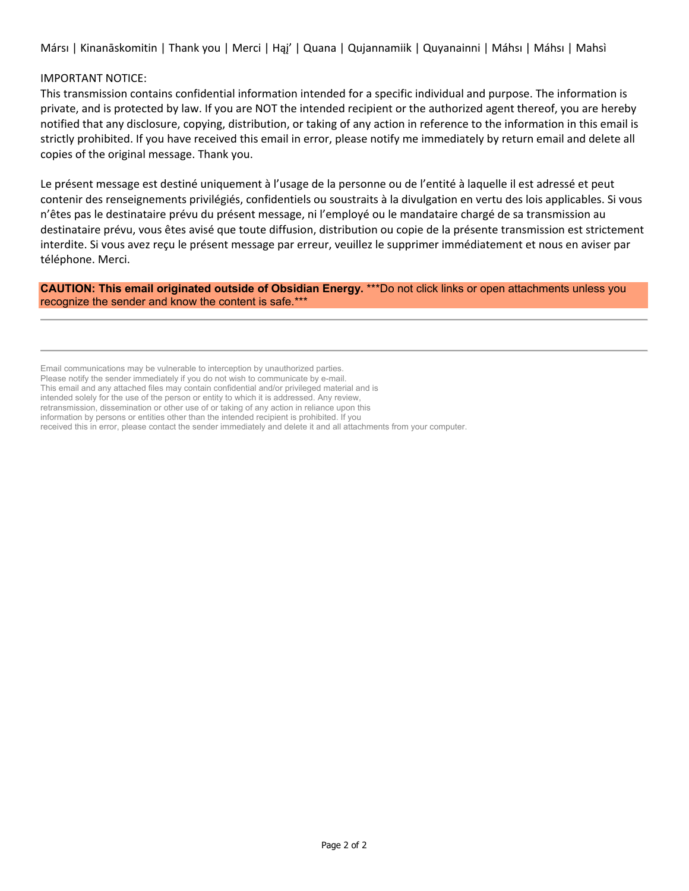Mársı | Kinanāskomitin | Thank you | Merci | Hąį' | Quana | Qujannamiik | Quyanainni | Máhsı | Máhsı | Mahsì

IMPORTANT NOTICE:
This transmission contains confidential information intended for a specific individual and purpose. The information is private, and is protected by law. If you are NOT the intended recipient or the authorized agent thereof, you are hereby notified that any disclosure, copying, distribution, or taking of any action in reference to the information in this email is strictly prohibited. If you have received this email in error, please notify me immediately by return email and delete all copies of the original message. Thank you.

Le présent message est destiné uniquement à l'usage de la personne ou de l'entité à laquelle il est adressé et peut contenir des renseignements privilégiés, confidentiels ou soustraits à la divulgation en vertu des lois applicables. Si vous n'êtes pas le destinataire prévu du présent message, ni l'employé ou le mandataire chargé de sa transmission au destinataire prévu, vous êtes avisé que toute diffusion, distribution ou copie de la présente transmission est strictement interdite. Si vous avez reçu le présent message par erreur, veuillez le supprimer immédiatement et nous en aviser par téléphone. Merci.

**CAUTION: This email originated outside of Obsidian Energy.** ***Do not click links or open attachments unless you recognize the sender and know the content is safe.***

---

---

Email communications may be vulnerable to interception by unauthorized parties.
Please notify the sender immediately if you do not wish to communicate by e-mail.
This email and any attached files may contain confidential and/or privileged material and is intended solely for the use of the person or entity to which it is addressed. Any review, retransmission, dissemination or other use of or taking of any action in reliance upon this information by persons or entities other than the intended recipient is prohibited. If you received this in error, please contact the sender immediately and delete it and all attachments from your computer.